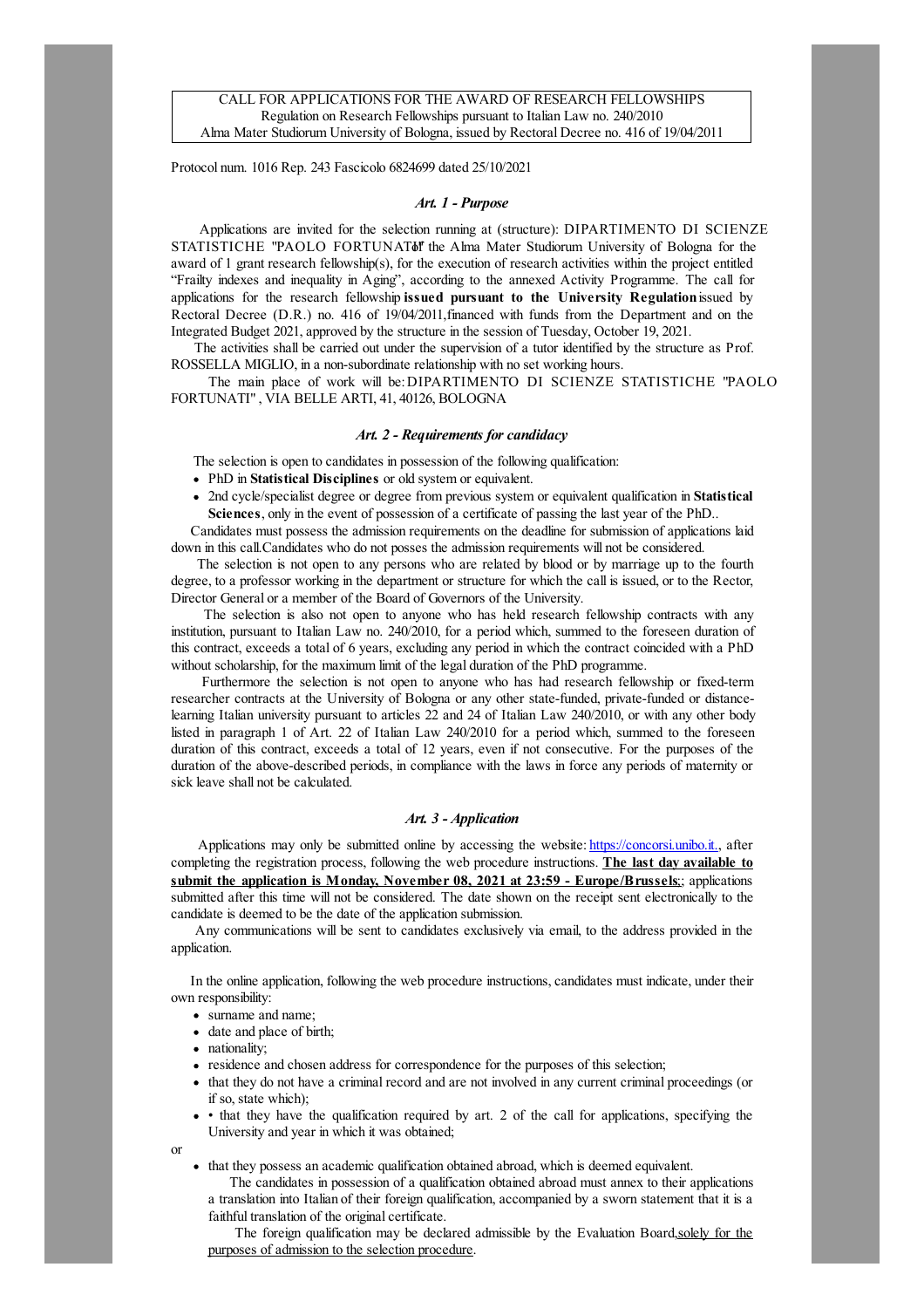CALL FOR APPLICATIONS FOR THE AWARD OF RESEARCH FELLOWSHIPS
Regulation on Research Fellowships pursuant to Italian Law no. 240/2010
Alma Mater Studiorum University of Bologna, issued by Rectoral Decree no. 416 of 19/04/2011

Protocol num. 1016 Rep. 243 Fascicolo 6824699 dated 25/10/2021

### *Art. 1 - Purpose*

Applications are invited for the selection running at (structure): DIPARTIMENTO DI SCIENZE STATISTICHE "PAOLO FORTUNATI" of the Alma Mater Studiorum University of Bologna for the award of 1 grant research fellowship(s), for the execution of research activities within the project entitled “Frailty indexes and inequality in Aging”, according to the annexed Activity Programme. The call for applications for the research fellowship **issued pursuant to the University Regulation** issued by Rectoral Decree (D.R.) no. 416 of 19/04/2011,financed with funds from the Department and on the Integrated Budget 2021, approved by the structure in the session of Tuesday, October 19, 2021.

The activities shall be carried out under the supervision of a tutor identified by the structure as Prof. ROSSELLA MIGLIO, in a non-subordinate relationship with no set working hours.

The main place of work will be: DIPARTIMENTO DI SCIENZE STATISTICHE "PAOLO FORTUNATI" , VIA BELLE ARTI, 41, 40126, BOLOGNA

### *Art. 2 - Requirements for candidacy*

The selection is open to candidates in possession of the following qualification:

- PhD in **Statistical Disciplines** or old system or equivalent.
- 2nd cycle/specialist degree or degree from previous system or equivalent qualification in **Statistical Sciences**, only in the event of possession of a certificate of passing the last year of the PhD..

Candidates must possess the admission requirements on the deadline for submission of applications laid down in this call.Candidates who do not posses the admission requirements will not be considered.

The selection is not open to any persons who are related by blood or by marriage up to the fourth degree, to a professor working in the department or structure for which the call is issued, or to the Rector, Director General or a member of the Board of Governors of the University.

The selection is also not open to anyone who has held research fellowship contracts with any institution, pursuant to Italian Law no. 240/2010, for a period which, summed to the foreseen duration of this contract, exceeds a total of 6 years, excluding any period in which the contract coincided with a PhD without scholarship, for the maximum limit of the legal duration of the PhD programme.

Furthermore the selection is not open to anyone who has had research fellowship or fixed-term researcher contracts at the University of Bologna or any other state-funded, private-funded or distance-learning Italian university pursuant to articles 22 and 24 of Italian Law 240/2010, or with any other body listed in paragraph 1 of Art. 22 of Italian Law 240/2010 for a period which, summed to the foreseen duration of this contract, exceeds a total of 12 years, even if not consecutive. For the purposes of the duration of the above-described periods, in compliance with the laws in force any periods of maternity or sick leave shall not be calculated.

### *Art. 3 - Application*

Applications may only be submitted online by accessing the website: https://concorsi.unibo.it., after completing the registration process, following the web procedure instructions. **The last day available to submit the application is Monday, November 08, 2021 at 23:59 - Europe/Brussels**;; applications submitted after this time will not be considered. The date shown on the receipt sent electronically to the candidate is deemed to be the date of the application submission.

Any communications will be sent to candidates exclusively via email, to the address provided in the application.

In the online application, following the web procedure instructions, candidates must indicate, under their own responsibility:

- surname and name;
- date and place of birth;
- nationality;
- residence and chosen address for correspondence for the purposes of this selection;
- that they do not have a criminal record and are not involved in any current criminal proceedings (or if so, state which);
- • that they have the qualification required by art. 2 of the call for applications, specifying the University and year in which it was obtained;

or

- that they possess an academic qualification obtained abroad, which is deemed equivalent.

  The candidates in possession of a qualification obtained abroad must annex to their applications a translation into Italian of their foreign qualification, accompanied by a sworn statement that it is a faithful translation of the original certificate.

  The foreign qualification may be declared admissible by the Evaluation Board, solely for the purposes of admission to the selection procedure.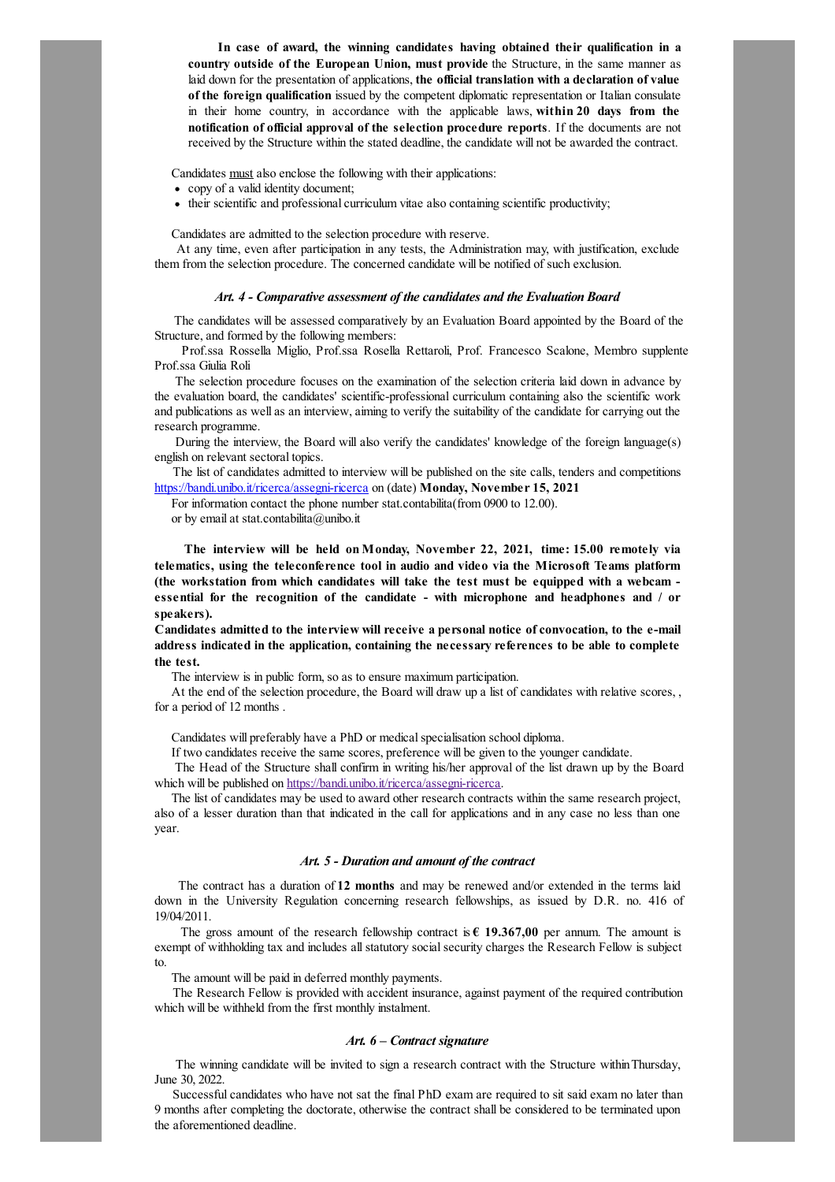**In case of award, the winning candidates having obtained their qualification in a country outside of the European Union, must provide** the Structure, in the same manner as laid down for the presentation of applications, **the official translation with a declaration of value of the foreign qualification** issued by the competent diplomatic representation or Italian consulate in their home country, in accordance with the applicable laws, **within 20 days from the notification of official approval of the selection procedure reports**. If the documents are not received by the Structure within the stated deadline, the candidate will not be awarded the contract.

Candidates must also enclose the following with their applications:

- copy of a valid identity document;
- their scientific and professional curriculum vitae also containing scientific productivity;

Candidates are admitted to the selection procedure with reserve.

At any time, even after participation in any tests, the Administration may, with justification, exclude them from the selection procedure. The concerned candidate will be notified of such exclusion.

### *Art. 4 - Comparative assessment of the candidates and the Evaluation Board*

The candidates will be assessed comparatively by an Evaluation Board appointed by the Board of the Structure, and formed by the following members:

Prof.ssa Rossella Miglio, Prof.ssa Rosella Rettaroli, Prof. Francesco Scalone, Membro supplente Prof.ssa Giulia Roli

The selection procedure focuses on the examination of the selection criteria laid down in advance by the evaluation board, the candidates' scientific-professional curriculum containing also the scientific work and publications as well as an interview, aiming to verify the suitability of the candidate for carrying out the research programme.

During the interview, the Board will also verify the candidates' knowledge of the foreign language(s) english on relevant sectoral topics.

The list of candidates admitted to interview will be published on the site calls, tenders and competitions https://bandi.unibo.it/ricerca/assegni-ricerca on (date) **Monday, November 15, 2021**

For information contact the phone number stat.contabilita(from 0900 to 12.00).

or by email at stat.contabilita@unibo.it

**The interview will be held on Monday, November 22, 2021, time: 15.00 remotely via telematics, using the teleconference tool in audio and video via the Microsoft Teams platform (the workstation from which candidates will take the test must be equipped with a webcam - essential for the recognition of the candidate - with microphone and headphones and / or speakers).**

**Candidates admitted to the interview will receive a personal notice of convocation, to the e-mail address indicated in the application, containing the necessary references to be able to complete the test.**

The interview is in public form, so as to ensure maximum participation.

At the end of the selection procedure, the Board will draw up a list of candidates with relative scores, , for a period of 12 months .

Candidates will preferably have a PhD or medical specialisation school diploma.

If two candidates receive the same scores, preference will be given to the younger candidate.

The Head of the Structure shall confirm in writing his/her approval of the list drawn up by the Board which will be published on https://bandi.unibo.it/ricerca/assegni-ricerca.

The list of candidates may be used to award other research contracts within the same research project, also of a lesser duration than that indicated in the call for applications and in any case no less than one year.

### *Art. 5 - Duration and amount of the contract*

The contract has a duration of **12 months** and may be renewed and/or extended in the terms laid down in the University Regulation concerning research fellowships, as issued by D.R. no. 416 of 19/04/2011.

The gross amount of the research fellowship contract is **€ 19.367,00** per annum. The amount is exempt of withholding tax and includes all statutory social security charges the Research Fellow is subject to.

The amount will be paid in deferred monthly payments.

The Research Fellow is provided with accident insurance, against payment of the required contribution which will be withheld from the first monthly instalment.

### *Art. 6 – Contract signature*

The winning candidate will be invited to sign a research contract with the Structure within Thursday, June 30, 2022.

Successful candidates who have not sat the final PhD exam are required to sit said exam no later than 9 months after completing the doctorate, otherwise the contract shall be considered to be terminated upon the aforementioned deadline.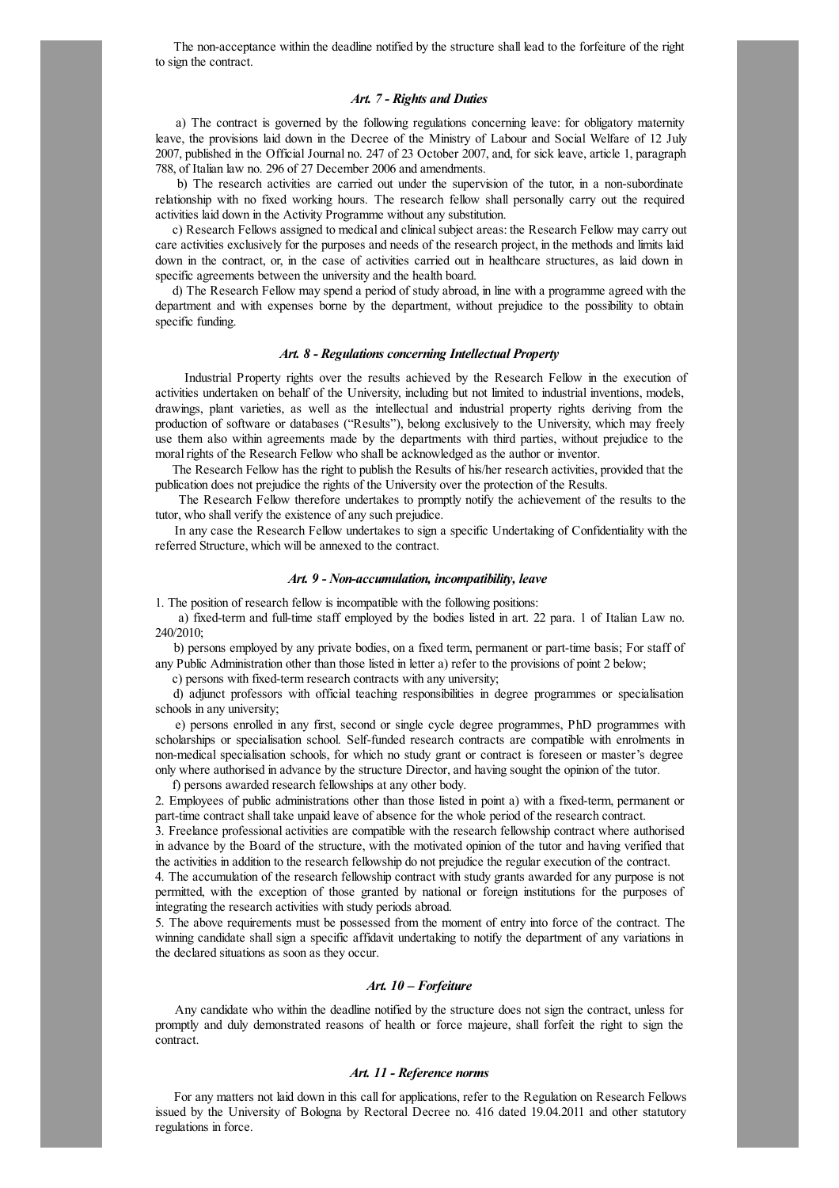The non-acceptance within the deadline notified by the structure shall lead to the forfeiture of the right to sign the contract.

### *Art. 7 - Rights and Duties*

a) The contract is governed by the following regulations concerning leave: for obligatory maternity leave, the provisions laid down in the Decree of the Ministry of Labour and Social Welfare of 12 July 2007, published in the Official Journal no. 247 of 23 October 2007, and, for sick leave, article 1, paragraph 788, of Italian law no. 296 of 27 December 2006 and amendments.

b) The research activities are carried out under the supervision of the tutor, in a non-subordinate relationship with no fixed working hours. The research fellow shall personally carry out the required activities laid down in the Activity Programme without any substitution.

c) Research Fellows assigned to medical and clinical subject areas: the Research Fellow may carry out care activities exclusively for the purposes and needs of the research project, in the methods and limits laid down in the contract, or, in the case of activities carried out in healthcare structures, as laid down in specific agreements between the university and the health board.

d) The Research Fellow may spend a period of study abroad, in line with a programme agreed with the department and with expenses borne by the department, without prejudice to the possibility to obtain specific funding.

### *Art. 8 - Regulations concerning Intellectual Property*

Industrial Property rights over the results achieved by the Research Fellow in the execution of activities undertaken on behalf of the University, including but not limited to industrial inventions, models, drawings, plant varieties, as well as the intellectual and industrial property rights deriving from the production of software or databases ("Results"), belong exclusively to the University, which may freely use them also within agreements made by the departments with third parties, without prejudice to the moral rights of the Research Fellow who shall be acknowledged as the author or inventor.

The Research Fellow has the right to publish the Results of his/her research activities, provided that the publication does not prejudice the rights of the University over the protection of the Results.

The Research Fellow therefore undertakes to promptly notify the achievement of the results to the tutor, who shall verify the existence of any such prejudice.

In any case the Research Fellow undertakes to sign a specific Undertaking of Confidentiality with the referred Structure, which will be annexed to the contract.

### *Art. 9 - Non-accumulation, incompatibility, leave*

1. The position of research fellow is incompatible with the following positions:

a) fixed-term and full-time staff employed by the bodies listed in art. 22 para. 1 of Italian Law no. 240/2010;

b) persons employed by any private bodies, on a fixed term, permanent or part-time basis; For staff of any Public Administration other than those listed in letter a) refer to the provisions of point 2 below;

c) persons with fixed-term research contracts with any university;

d) adjunct professors with official teaching responsibilities in degree programmes or specialisation schools in any university;

e) persons enrolled in any first, second or single cycle degree programmes, PhD programmes with scholarships or specialisation school. Self-funded research contracts are compatible with enrolments in non-medical specialisation schools, for which no study grant or contract is foreseen or master's degree only where authorised in advance by the structure Director, and having sought the opinion of the tutor.

f) persons awarded research fellowships at any other body.

2. Employees of public administrations other than those listed in point a) with a fixed-term, permanent or part-time contract shall take unpaid leave of absence for the whole period of the research contract.

3. Freelance professional activities are compatible with the research fellowship contract where authorised in advance by the Board of the structure, with the motivated opinion of the tutor and having verified that the activities in addition to the research fellowship do not prejudice the regular execution of the contract.

4. The accumulation of the research fellowship contract with study grants awarded for any purpose is not permitted, with the exception of those granted by national or foreign institutions for the purposes of integrating the research activities with study periods abroad.

5. The above requirements must be possessed from the moment of entry into force of the contract. The winning candidate shall sign a specific affidavit undertaking to notify the department of any variations in the declared situations as soon as they occur.

### *Art. 10 – Forfeiture*

Any candidate who within the deadline notified by the structure does not sign the contract, unless for promptly and duly demonstrated reasons of health or force majeure, shall forfeit the right to sign the contract.

### *Art. 11 - Reference norms*

For any matters not laid down in this call for applications, refer to the Regulation on Research Fellows issued by the University of Bologna by Rectoral Decree no. 416 dated 19.04.2011 and other statutory regulations in force.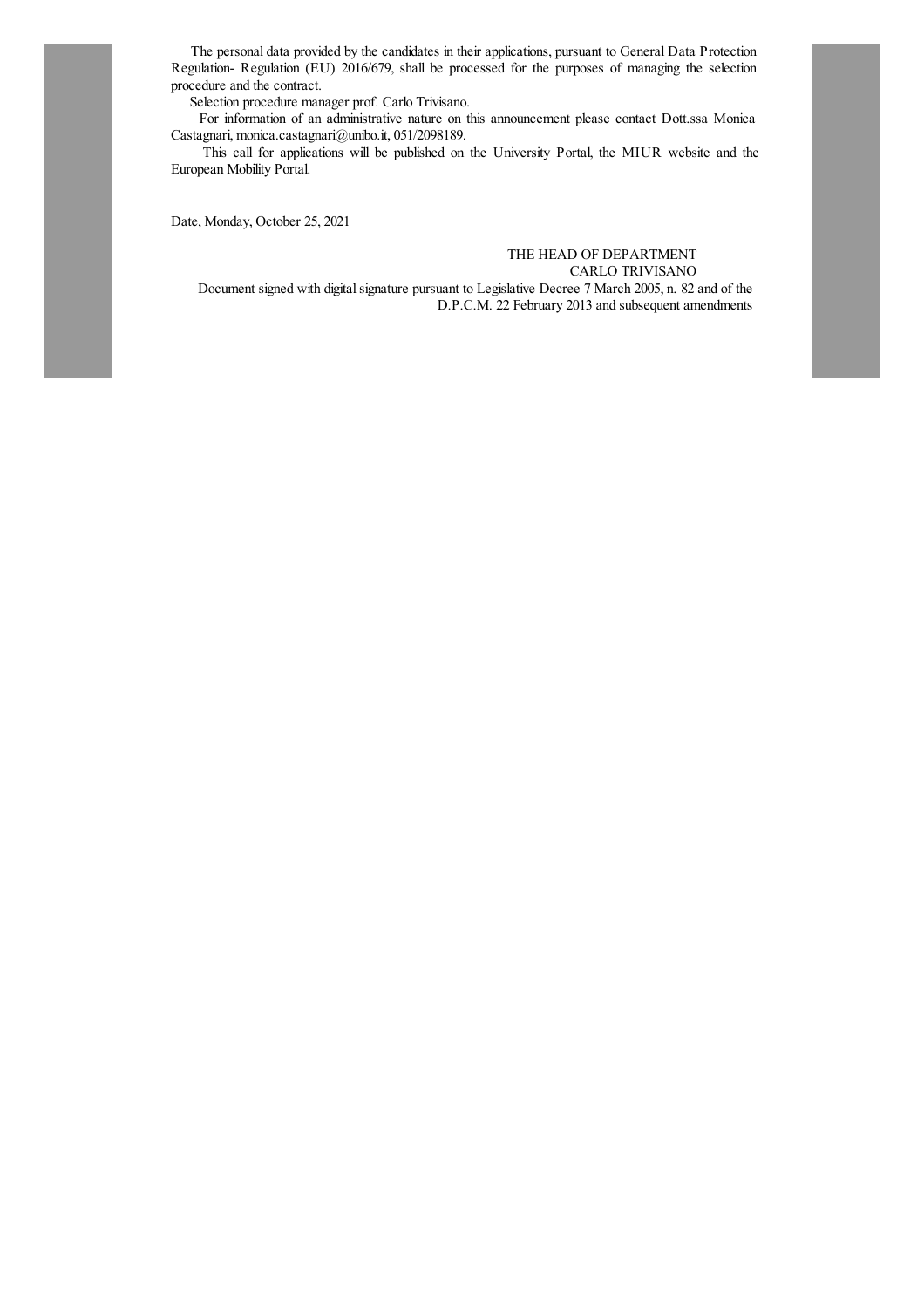The personal data provided by the candidates in their applications, pursuant to General Data Protection Regulation- Regulation (EU) 2016/679, shall be processed for the purposes of managing the selection procedure and the contract.

Selection procedure manager prof. Carlo Trivisano.

For information of an administrative nature on this announcement please contact Dott.ssa Monica Castagnari, monica.castagnari@unibo.it, 051/2098189.

This call for applications will be published on the University Portal, the MIUR website and the European Mobility Portal.

Date, Monday, October 25, 2021

THE HEAD OF DEPARTMENT
CARLO TRIVISANO

Document signed with digital signature pursuant to Legislative Decree 7 March 2005, n. 82 and of the D.P.C.M. 22 February 2013 and subsequent amendments